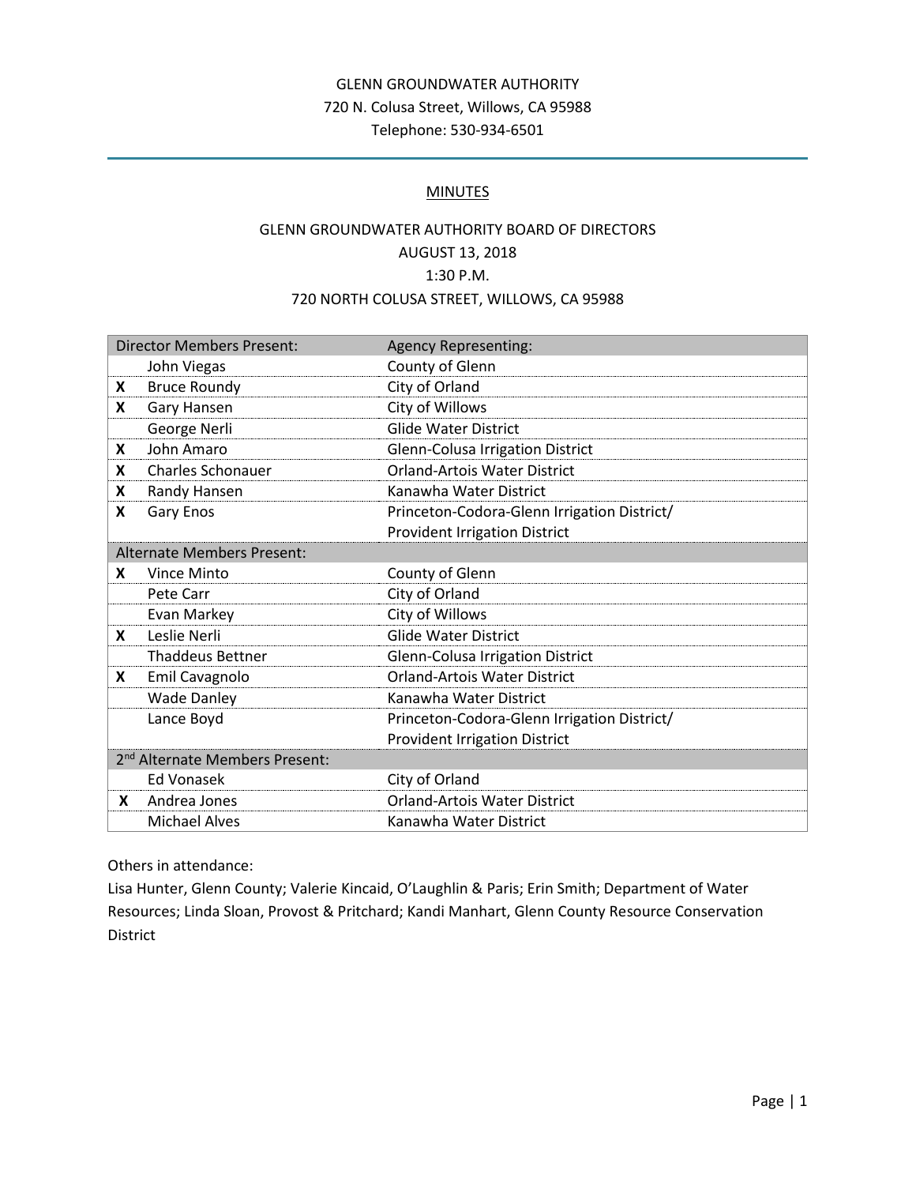GLENN GROUNDWATER AUTHORITY
720 N. Colusa Street, Willows, CA 95988
Telephone: 530-934-6501

## MINUTES

GLENN GROUNDWATER AUTHORITY BOARD OF DIRECTORS
AUGUST 13, 2018
1:30 P.M.
720 NORTH COLUSA STREET, WILLOWS, CA 95988

| | Director Members Present: | Agency Representing: |
|---|---|---|
| | John Viegas | County of Glenn |
| X | Bruce Roundy | City of Orland |
| X | Gary Hansen | City of Willows |
| | George Nerli | Glide Water District |
| X | John Amaro | Glenn-Colusa Irrigation District |
| X | Charles Schonauer | Orland-Artois Water District |
| X | Randy Hansen | Kanawha Water District |
| X | Gary Enos | Princeton-Codora-Glenn Irrigation District/ Provident Irrigation District |
| | **Alternate Members Present:** | |
| X | Vince Minto | County of Glenn |
| | Pete Carr | City of Orland |
| | Evan Markey | City of Willows |
| X | Leslie Nerli | Glide Water District |
| | Thaddeus Bettner | Glenn-Colusa Irrigation District |
| X | Emil Cavagnolo | Orland-Artois Water District |
| | Wade Danley | Kanawha Water District |
| | Lance Boyd | Princeton-Codora-Glenn Irrigation District/ Provident Irrigation District |
| | **2nd Alternate Members Present:** | |
| | Ed Vonasek | City of Orland |
| X | Andrea Jones | Orland-Artois Water District |
| | Michael Alves | Kanawha Water District |

Others in attendance:
Lisa Hunter, Glenn County; Valerie Kincaid, O'Laughlin & Paris; Erin Smith; Department of Water Resources; Linda Sloan, Provost & Pritchard; Kandi Manhart, Glenn County Resource Conservation District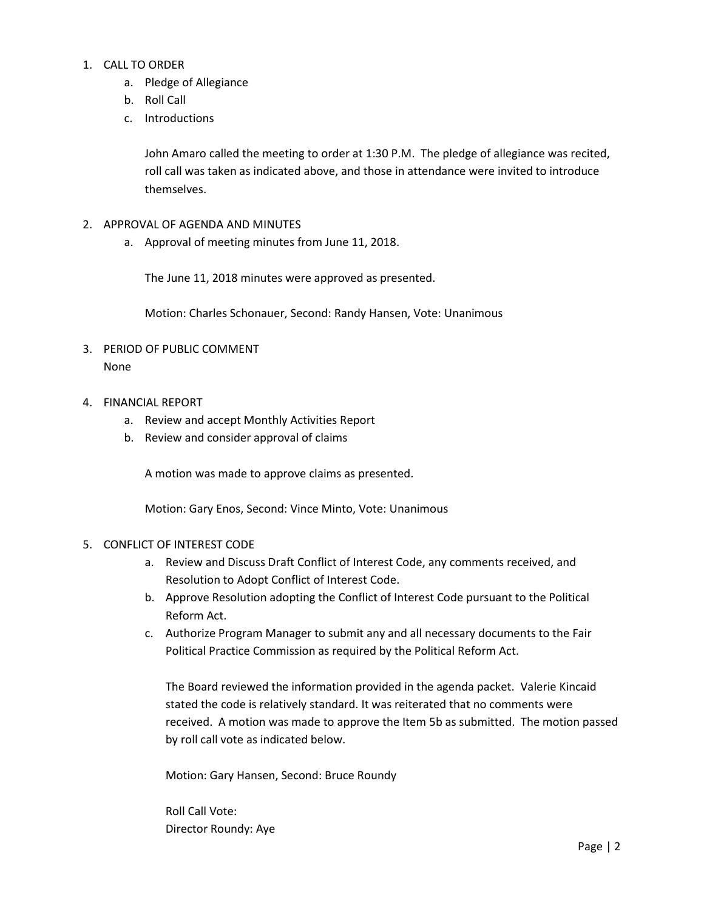1. CALL TO ORDER
    a. Pledge of Allegiance
    b. Roll Call
    c. Introductions

    John Amaro called the meeting to order at 1:30 P.M. The pledge of allegiance was recited, roll call was taken as indicated above, and those in attendance were invited to introduce themselves.

2. APPROVAL OF AGENDA AND MINUTES
    a. Approval of meeting minutes from June 11, 2018.

    The June 11, 2018 minutes were approved as presented.

    Motion: Charles Schonauer, Second: Randy Hansen, Vote: Unanimous

3. PERIOD OF PUBLIC COMMENT
    None

4. FINANCIAL REPORT
    a. Review and accept Monthly Activities Report
    b. Review and consider approval of claims

    A motion was made to approve claims as presented.

    Motion: Gary Enos, Second: Vince Minto, Vote: Unanimous

5. CONFLICT OF INTEREST CODE
    a. Review and Discuss Draft Conflict of Interest Code, any comments received, and Resolution to Adopt Conflict of Interest Code.
    b. Approve Resolution adopting the Conflict of Interest Code pursuant to the Political Reform Act.
    c. Authorize Program Manager to submit any and all necessary documents to the Fair Political Practice Commission as required by the Political Reform Act.

    The Board reviewed the information provided in the agenda packet. Valerie Kincaid stated the code is relatively standard. It was reiterated that no comments were received. A motion was made to approve the Item 5b as submitted. The motion passed by roll call vote as indicated below.

    Motion: Gary Hansen, Second: Bruce Roundy

    Roll Call Vote:
    Director Roundy: Aye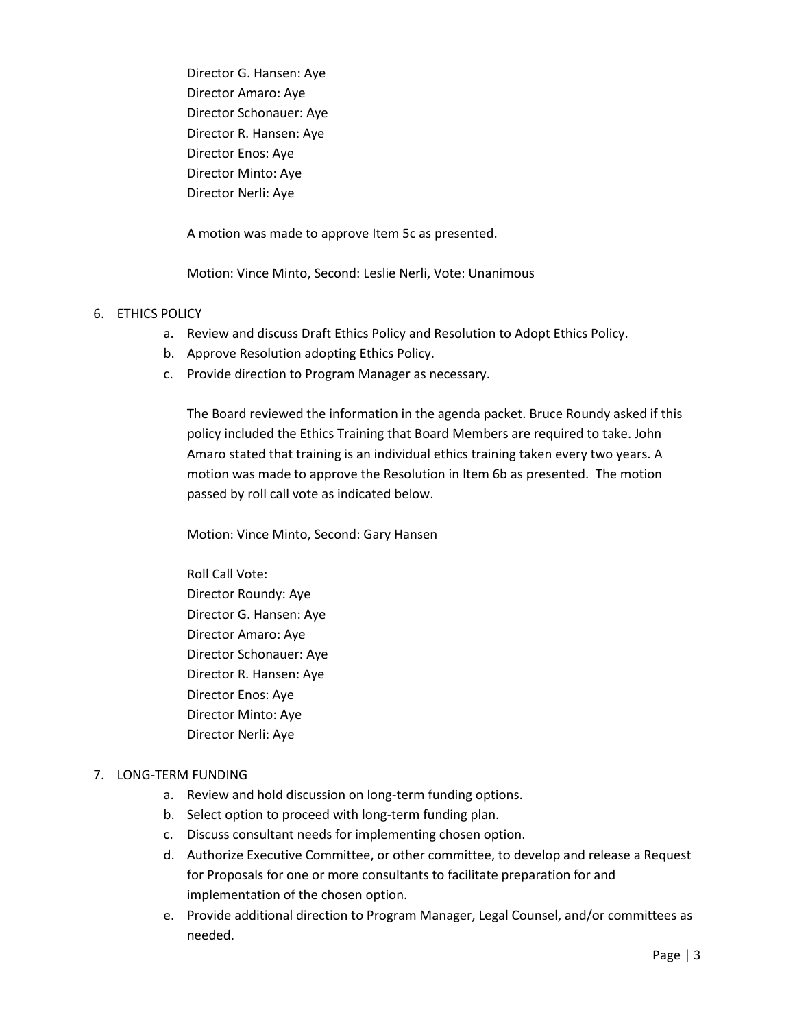Director G. Hansen: Aye
Director Amaro: Aye
Director Schonauer: Aye
Director R. Hansen: Aye
Director Enos: Aye
Director Minto: Aye
Director Nerli: Aye

A motion was made to approve Item 5c as presented.

Motion: Vince Minto, Second: Leslie Nerli, Vote: Unanimous

6. ETHICS POLICY
    a. Review and discuss Draft Ethics Policy and Resolution to Adopt Ethics Policy.
    b. Approve Resolution adopting Ethics Policy.
    c. Provide direction to Program Manager as necessary.

    The Board reviewed the information in the agenda packet. Bruce Roundy asked if this policy included the Ethics Training that Board Members are required to take. John Amaro stated that training is an individual ethics training taken every two years. A motion was made to approve the Resolution in Item 6b as presented. The motion passed by roll call vote as indicated below.

    Motion: Vince Minto, Second: Gary Hansen

    Roll Call Vote:
    Director Roundy: Aye
    Director G. Hansen: Aye
    Director Amaro: Aye
    Director Schonauer: Aye
    Director R. Hansen: Aye
    Director Enos: Aye
    Director Minto: Aye
    Director Nerli: Aye

7. LONG-TERM FUNDING
    a. Review and hold discussion on long-term funding options.
    b. Select option to proceed with long-term funding plan.
    c. Discuss consultant needs for implementing chosen option.
    d. Authorize Executive Committee, or other committee, to develop and release a Request for Proposals for one or more consultants to facilitate preparation for and implementation of the chosen option.
    e. Provide additional direction to Program Manager, Legal Counsel, and/or committees as needed.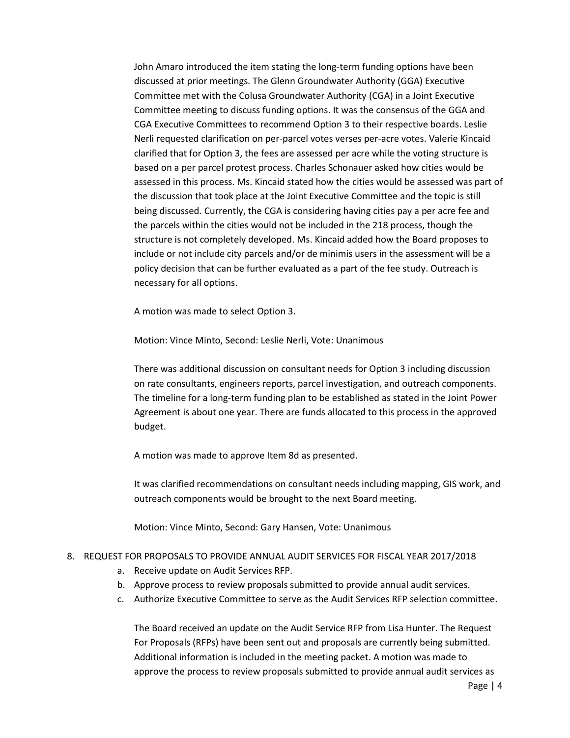John Amaro introduced the item stating the long-term funding options have been discussed at prior meetings. The Glenn Groundwater Authority (GGA) Executive Committee met with the Colusa Groundwater Authority (CGA) in a Joint Executive Committee meeting to discuss funding options. It was the consensus of the GGA and CGA Executive Committees to recommend Option 3 to their respective boards. Leslie Nerli requested clarification on per-parcel votes verses per-acre votes. Valerie Kincaid clarified that for Option 3, the fees are assessed per acre while the voting structure is based on a per parcel protest process. Charles Schonauer asked how cities would be assessed in this process. Ms. Kincaid stated how the cities would be assessed was part of the discussion that took place at the Joint Executive Committee and the topic is still being discussed. Currently, the CGA is considering having cities pay a per acre fee and the parcels within the cities would not be included in the 218 process, though the structure is not completely developed. Ms. Kincaid added how the Board proposes to include or not include city parcels and/or de minimis users in the assessment will be a policy decision that can be further evaluated as a part of the fee study. Outreach is necessary for all options.

A motion was made to select Option 3.

Motion: Vince Minto, Second: Leslie Nerli, Vote: Unanimous

There was additional discussion on consultant needs for Option 3 including discussion on rate consultants, engineers reports, parcel investigation, and outreach components. The timeline for a long-term funding plan to be established as stated in the Joint Power Agreement is about one year. There are funds allocated to this process in the approved budget.

A motion was made to approve Item 8d as presented.

It was clarified recommendations on consultant needs including mapping, GIS work, and outreach components would be brought to the next Board meeting.

Motion: Vince Minto, Second: Gary Hansen, Vote: Unanimous

8. REQUEST FOR PROPOSALS TO PROVIDE ANNUAL AUDIT SERVICES FOR FISCAL YEAR 2017/2018
    a. Receive update on Audit Services RFP.
    b. Approve process to review proposals submitted to provide annual audit services.
    c. Authorize Executive Committee to serve as the Audit Services RFP selection committee.

    The Board received an update on the Audit Service RFP from Lisa Hunter. The Request For Proposals (RFPs) have been sent out and proposals are currently being submitted. Additional information is included in the meeting packet. A motion was made to approve the process to review proposals submitted to provide annual audit services as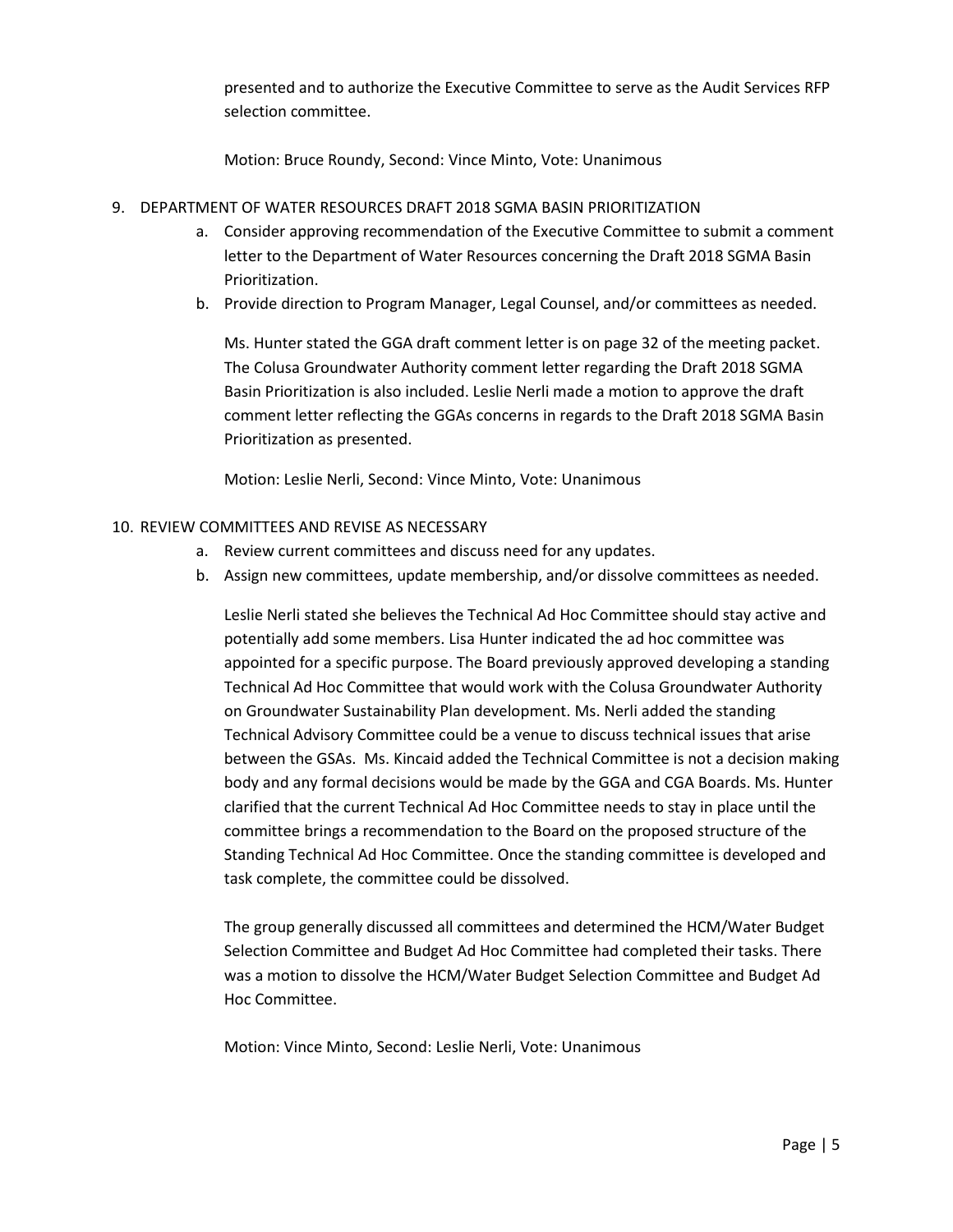presented and to authorize the Executive Committee to serve as the Audit Services RFP selection committee.

Motion: Bruce Roundy, Second: Vince Minto, Vote: Unanimous

9. DEPARTMENT OF WATER RESOURCES DRAFT 2018 SGMA BASIN PRIORITIZATION
   a. Consider approving recommendation of the Executive Committee to submit a comment letter to the Department of Water Resources concerning the Draft 2018 SGMA Basin Prioritization.
   b. Provide direction to Program Manager, Legal Counsel, and/or committees as needed.

   Ms. Hunter stated the GGA draft comment letter is on page 32 of the meeting packet. The Colusa Groundwater Authority comment letter regarding the Draft 2018 SGMA Basin Prioritization is also included. Leslie Nerli made a motion to approve the draft comment letter reflecting the GGAs concerns in regards to the Draft 2018 SGMA Basin Prioritization as presented.

   Motion: Leslie Nerli, Second: Vince Minto, Vote: Unanimous

10. REVIEW COMMITTEES AND REVISE AS NECESSARY
    a. Review current committees and discuss need for any updates.
    b. Assign new committees, update membership, and/or dissolve committees as needed.

    Leslie Nerli stated she believes the Technical Ad Hoc Committee should stay active and potentially add some members. Lisa Hunter indicated the ad hoc committee was appointed for a specific purpose. The Board previously approved developing a standing Technical Ad Hoc Committee that would work with the Colusa Groundwater Authority on Groundwater Sustainability Plan development. Ms. Nerli added the standing Technical Advisory Committee could be a venue to discuss technical issues that arise between the GSAs. Ms. Kincaid added the Technical Committee is not a decision making body and any formal decisions would be made by the GGA and CGA Boards. Ms. Hunter clarified that the current Technical Ad Hoc Committee needs to stay in place until the committee brings a recommendation to the Board on the proposed structure of the Standing Technical Ad Hoc Committee. Once the standing committee is developed and task complete, the committee could be dissolved.

    The group generally discussed all committees and determined the HCM/Water Budget Selection Committee and Budget Ad Hoc Committee had completed their tasks. There was a motion to dissolve the HCM/Water Budget Selection Committee and Budget Ad Hoc Committee.

    Motion: Vince Minto, Second: Leslie Nerli, Vote: Unanimous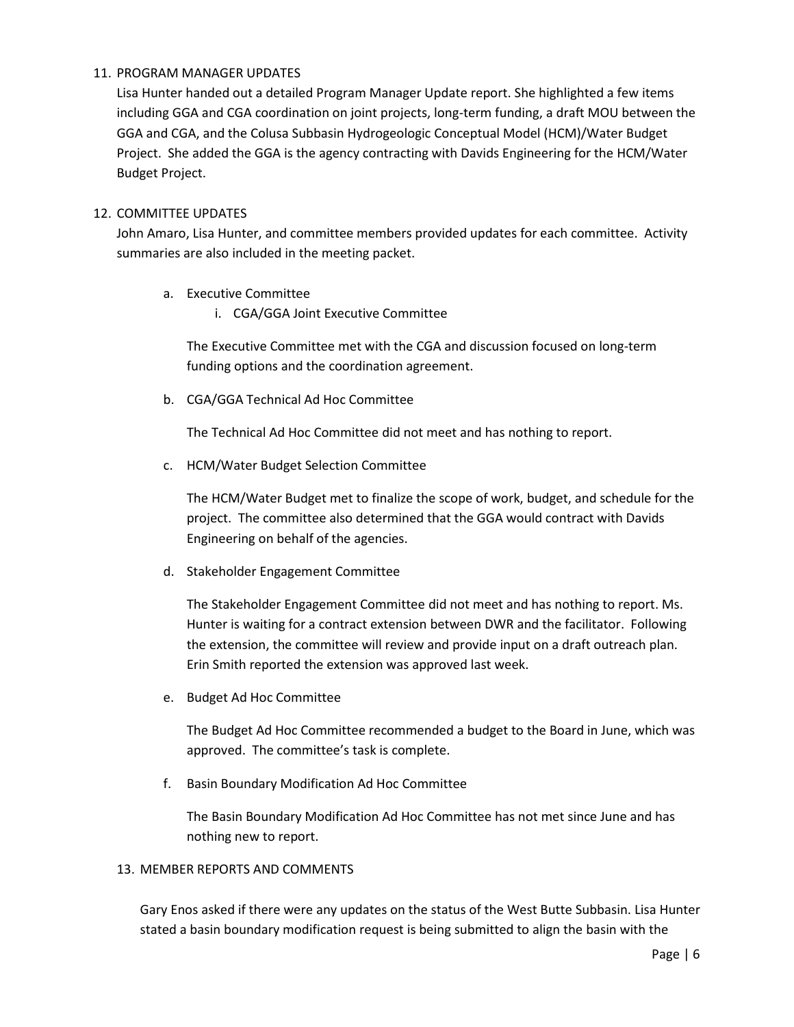11. PROGRAM MANAGER UPDATES

Lisa Hunter handed out a detailed Program Manager Update report. She highlighted a few items including GGA and CGA coordination on joint projects, long-term funding, a draft MOU between the GGA and CGA, and the Colusa Subbasin Hydrogeologic Conceptual Model (HCM)/Water Budget Project. She added the GGA is the agency contracting with Davids Engineering for the HCM/Water Budget Project.

12. COMMITTEE UPDATES

John Amaro, Lisa Hunter, and committee members provided updates for each committee. Activity summaries are also included in the meeting packet.

   a. Executive Committee

      i. CGA/GGA Joint Executive Committee

   The Executive Committee met with the CGA and discussion focused on long-term funding options and the coordination agreement.

   b. CGA/GGA Technical Ad Hoc Committee

   The Technical Ad Hoc Committee did not meet and has nothing to report.

   c. HCM/Water Budget Selection Committee

   The HCM/Water Budget met to finalize the scope of work, budget, and schedule for the project. The committee also determined that the GGA would contract with Davids Engineering on behalf of the agencies.

   d. Stakeholder Engagement Committee

   The Stakeholder Engagement Committee did not meet and has nothing to report. Ms. Hunter is waiting for a contract extension between DWR and the facilitator. Following the extension, the committee will review and provide input on a draft outreach plan. Erin Smith reported the extension was approved last week.

   e. Budget Ad Hoc Committee

   The Budget Ad Hoc Committee recommended a budget to the Board in June, which was approved. The committee's task is complete.

   f. Basin Boundary Modification Ad Hoc Committee

   The Basin Boundary Modification Ad Hoc Committee has not met since June and has nothing new to report.

13. MEMBER REPORTS AND COMMENTS

Gary Enos asked if there were any updates on the status of the West Butte Subbasin. Lisa Hunter stated a basin boundary modification request is being submitted to align the basin with the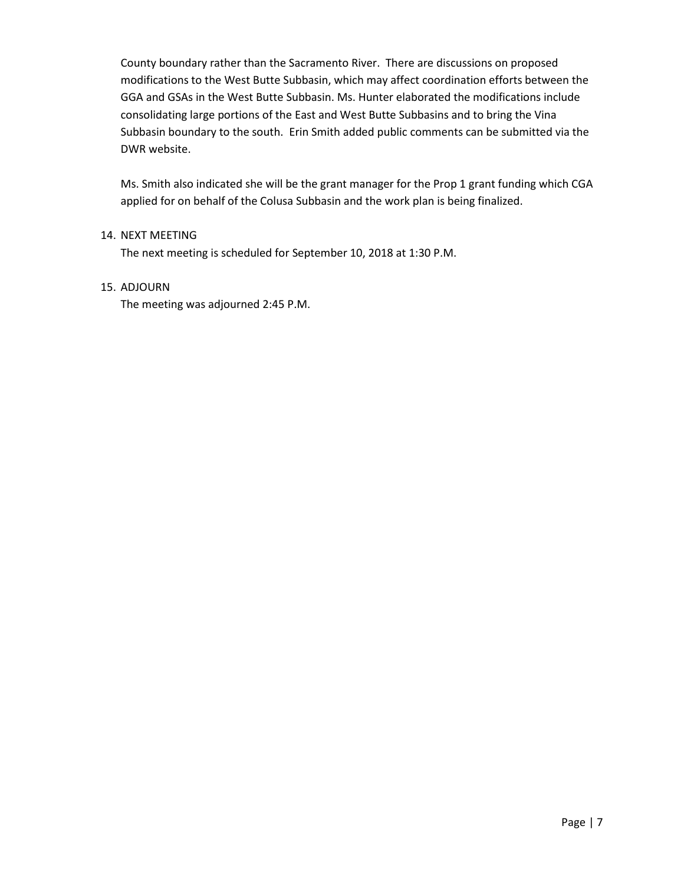County boundary rather than the Sacramento River. There are discussions on proposed modifications to the West Butte Subbasin, which may affect coordination efforts between the GGA and GSAs in the West Butte Subbasin. Ms. Hunter elaborated the modifications include consolidating large portions of the East and West Butte Subbasins and to bring the Vina Subbasin boundary to the south. Erin Smith added public comments can be submitted via the DWR website.

Ms. Smith also indicated she will be the grant manager for the Prop 1 grant funding which CGA applied for on behalf of the Colusa Subbasin and the work plan is being finalized.

14. NEXT MEETING

    The next meeting is scheduled for September 10, 2018 at 1:30 P.M.

15. ADJOURN

    The meeting was adjourned 2:45 P.M.